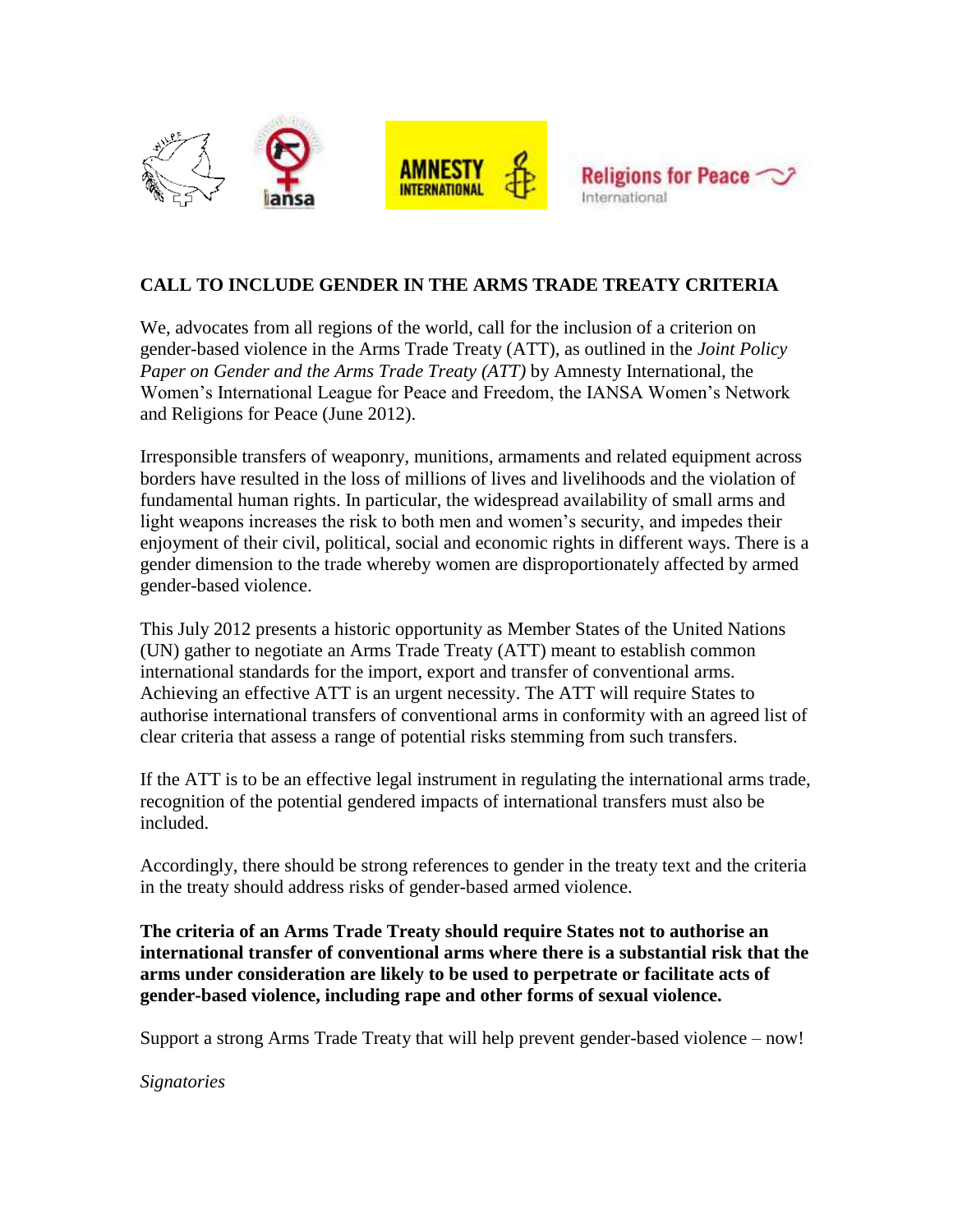## CALL TO INCLUDE GENDER IN THE ARMS TRADE TREATY CRITERIA

We, advocates from all regions of the world, call for the inclusion of a criterion on gender-based violence in the Arms Trade Treaty (ATT), as outlined in the *Joint Policy Paper on Gender and the Arms Trade Treaty (ATT)* by Amnesty International, the Women's International League for Peace and Freedom, the IANSA Women's Network and Religions for Peace (June 2012).

Irresponsible transfers of weaponry, munitions, armaments and related equipment across borders have resulted in the loss of millions of lives and livelihoods and the violation of fundamental human rights. In particular, the widespread availability of small arms and light weapons increases the risk to both men and women's security, and impedes their enjoyment of their civil, political, social and economic rights in different ways. There is a gender dimension to the trade whereby women are disproportionately affected by armed gender-based violence.

This July 2012 presents a historic opportunity as Member States of the United Nations (UN) gather to negotiate an Arms Trade Treaty (ATT) meant to establish common international standards for the import, export and transfer of conventional arms. Achieving an effective ATT is an urgent necessity. The ATT will require States to authorise international transfers of conventional arms in conformity with an agreed list of clear criteria that assess a range of potential risks stemming from such transfers.

If the ATT is to be an effective legal instrument in regulating the international arms trade, recognition of the potential gendered impacts of international transfers must also be included.

Accordingly, there should be strong references to gender in the treaty text and the criteria in the treaty should address risks of gender-based armed violence.

**The criteria of an Arms Trade Treaty should require States not to authorise an international transfer of conventional arms where there is a substantial risk that the arms under consideration are likely to be used to perpetrate or facilitate acts of gender-based violence, including rape and other forms of sexual violence.**

Support a strong Arms Trade Treaty that will help prevent gender-based violence – now!

*Signatories*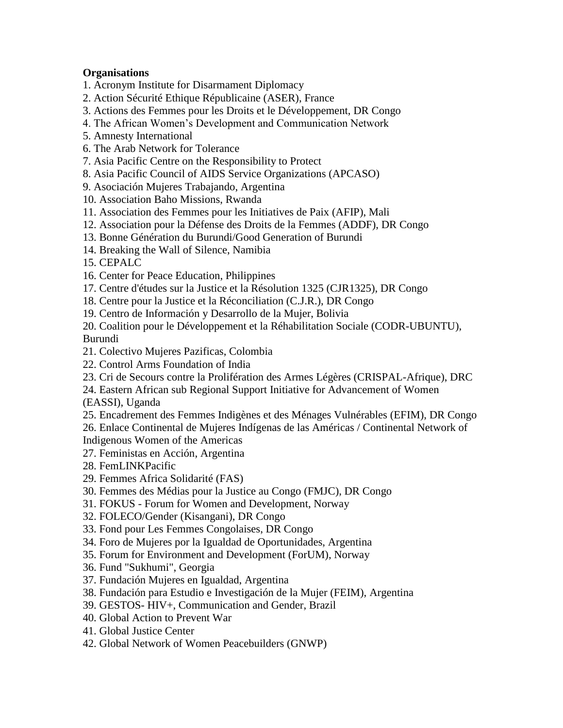**Organisations**

1. Acronym Institute for Disarmament Diplomacy
2. Action Sécurité Ethique Républicaine (ASER), France
3. Actions des Femmes pour les Droits et le Développement, DR Congo
4. The African Women's Development and Communication Network
5. Amnesty International
6. The Arab Network for Tolerance
7. Asia Pacific Centre on the Responsibility to Protect
8. Asia Pacific Council of AIDS Service Organizations (APCASO)
9. Asociación Mujeres Trabajando, Argentina
10. Association Baho Missions, Rwanda
11. Association des Femmes pour les Initiatives de Paix (AFIP), Mali
12. Association pour la Défense des Droits de la Femmes (ADDF), DR Congo
13. Bonne Génération du Burundi/Good Generation of Burundi
14. Breaking the Wall of Silence, Namibia
15. CEPALC
16. Center for Peace Education, Philippines
17. Centre d'études sur la Justice et la Résolution 1325 (CJR1325), DR Congo
18. Centre pour la Justice et la Réconciliation (C.J.R.), DR Congo
19. Centro de Información y Desarrollo de la Mujer, Bolivia
20. Coalition pour le Développement et la Réhabilitation Sociale (CODR-UBUNTU), Burundi
21. Colectivo Mujeres Pazificas, Colombia
22. Control Arms Foundation of India
23. Cri de Secours contre la Prolifération des Armes Légères (CRISPAL-Afrique), DRC
24. Eastern African sub Regional Support Initiative for Advancement of Women (EASSI), Uganda
25. Encadrement des Femmes Indigènes et des Ménages Vulnérables (EFIM), DR Congo
26. Enlace Continental de Mujeres Indígenas de las Américas / Continental Network of Indigenous Women of the Americas
27. Feministas en Acción, Argentina
28. FemLINKPacific
29. Femmes Africa Solidarité (FAS)
30. Femmes des Médias pour la Justice au Congo (FMJC), DR Congo
31. FOKUS - Forum for Women and Development, Norway
32. FOLECO/Gender (Kisangani), DR Congo
33. Fond pour Les Femmes Congolaises, DR Congo
34. Foro de Mujeres por la Igualdad de Oportunidades, Argentina
35. Forum for Environment and Development (ForUM), Norway
36. Fund "Sukhumi", Georgia
37. Fundación Mujeres en Igualdad, Argentina
38. Fundación para Estudio e Investigación de la Mujer (FEIM), Argentina
39. GESTOS- HIV+, Communication and Gender, Brazil
40. Global Action to Prevent War
41. Global Justice Center
42. Global Network of Women Peacebuilders (GNWP)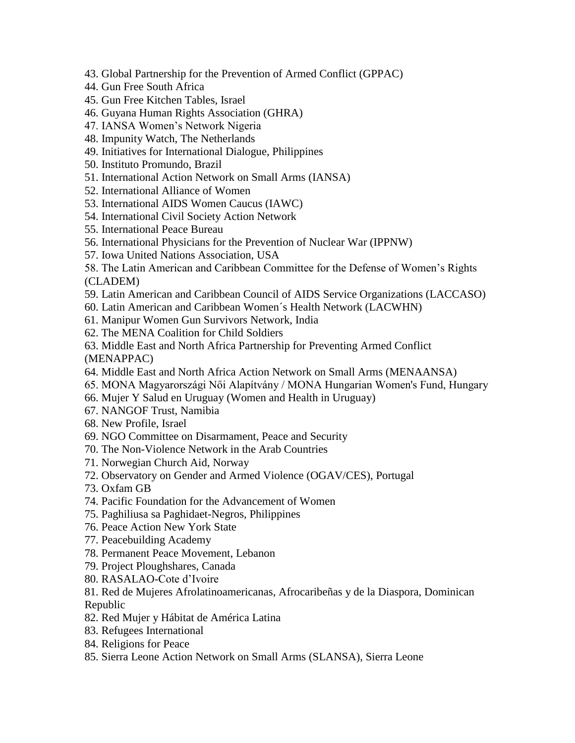43. Global Partnership for the Prevention of Armed Conflict (GPPAC)
44. Gun Free South Africa
45. Gun Free Kitchen Tables, Israel
46. Guyana Human Rights Association (GHRA)
47. IANSA Women’s Network Nigeria
48. Impunity Watch, The Netherlands
49. Initiatives for International Dialogue, Philippines
50. Instituto Promundo, Brazil
51. International Action Network on Small Arms (IANSA)
52. International Alliance of Women
53. International AIDS Women Caucus (IAWC)
54. International Civil Society Action Network
55. International Peace Bureau
56. International Physicians for the Prevention of Nuclear War (IPPNW)
57. Iowa United Nations Association, USA
58. The Latin American and Caribbean Committee for the Defense of Women’s Rights (CLADEM)
59. Latin American and Caribbean Council of AIDS Service Organizations (LACCASO)
60. Latin American and Caribbean Women´s Health Network (LACWHN)
61. Manipur Women Gun Survivors Network, India
62. The MENA Coalition for Child Soldiers
63. Middle East and North Africa Partnership for Preventing Armed Conflict (MENAPPAC)
64. Middle East and North Africa Action Network on Small Arms (MENAANSA)
65. MONA Magyarországi Női Alapítvány / MONA Hungarian Women's Fund, Hungary
66. Mujer Y Salud en Uruguay (Women and Health in Uruguay)
67. NANGOF Trust, Namibia
68. New Profile, Israel
69. NGO Committee on Disarmament, Peace and Security
70. The Non-Violence Network in the Arab Countries
71. Norwegian Church Aid, Norway
72. Observatory on Gender and Armed Violence (OGAV/CES), Portugal
73. Oxfam GB
74. Pacific Foundation for the Advancement of Women
75. Paghiliusa sa Paghidaet-Negros, Philippines
76. Peace Action New York State
77. Peacebuilding Academy
78. Permanent Peace Movement, Lebanon
79. Project Ploughshares, Canada
80. RASALAO-Cote d’Ivoire
81. Red de Mujeres Afrolatinoamericanas, Afrocaribeñas y de la Diaspora, Dominican Republic
82. Red Mujer y Hábitat de América Latina
83. Refugees International
84. Religions for Peace
85. Sierra Leone Action Network on Small Arms (SLANSA), Sierra Leone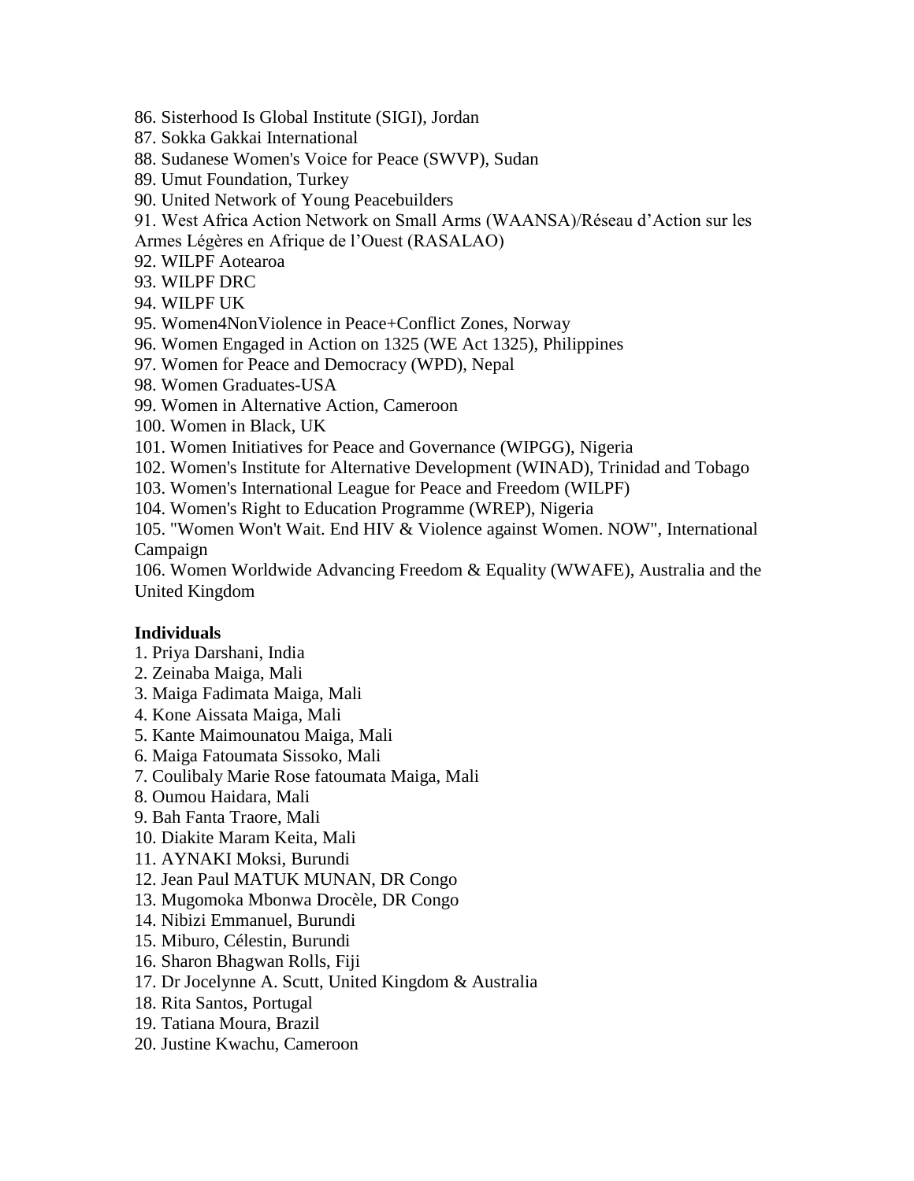86. Sisterhood Is Global Institute (SIGI), Jordan
87. Sokka Gakkai International
88. Sudanese Women's Voice for Peace (SWVP), Sudan
89. Umut Foundation, Turkey
90. United Network of Young Peacebuilders
91. West Africa Action Network on Small Arms (WAANSA)/Réseau d'Action sur les Armes Légères en Afrique de l'Ouest (RASALAO)
92. WILPF Aotearoa
93. WILPF DRC
94. WILPF UK
95. Women4NonViolence in Peace+Conflict Zones, Norway
96. Women Engaged in Action on 1325 (WE Act 1325), Philippines
97. Women for Peace and Democracy (WPD), Nepal
98. Women Graduates-USA
99. Women in Alternative Action, Cameroon
100. Women in Black, UK
101. Women Initiatives for Peace and Governance (WIPGG), Nigeria
102. Women's Institute for Alternative Development (WINAD), Trinidad and Tobago
103. Women's International League for Peace and Freedom (WILPF)
104. Women's Right to Education Programme (WREP), Nigeria
105. "Women Won't Wait. End HIV & Violence against Women. NOW", International Campaign
106. Women Worldwide Advancing Freedom & Equality (WWAFE), Australia and the United Kingdom

**Individuals**

1. Priya Darshani, India
2. Zeinaba Maiga, Mali
3. Maiga Fadimata Maiga, Mali
4. Kone Aissata Maiga, Mali
5. Kante Maimounatou Maiga, Mali
6. Maiga Fatoumata Sissoko, Mali
7. Coulibaly Marie Rose fatoumata Maiga, Mali
8. Oumou Haidara, Mali
9. Bah Fanta Traore, Mali
10. Diakite Maram Keita, Mali
11. AYNAKI Moksi, Burundi
12. Jean Paul MATUK MUNAN, DR Congo
13. Mugomoka Mbonwa Drocèle, DR Congo
14. Nibizi Emmanuel, Burundi
15. Miburo, Célestin, Burundi
16. Sharon Bhagwan Rolls, Fiji
17. Dr Jocelynne A. Scutt, United Kingdom & Australia
18. Rita Santos, Portugal
19. Tatiana Moura, Brazil
20. Justine Kwachu, Cameroon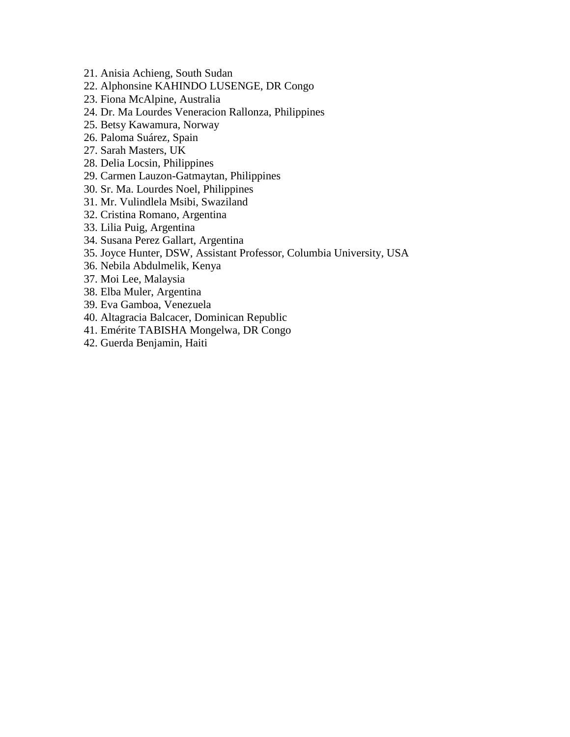21. Anisia Achieng, South Sudan
22. Alphonsine KAHINDO LUSENGE, DR Congo
23. Fiona McAlpine, Australia
24. Dr. Ma Lourdes Veneracion Rallonza, Philippines
25. Betsy Kawamura, Norway
26. Paloma Suárez, Spain
27. Sarah Masters, UK
28. Delia Locsin, Philippines
29. Carmen Lauzon-Gatmaytan, Philippines
30. Sr. Ma. Lourdes Noel, Philippines
31. Mr. Vulindlela Msibi, Swaziland
32. Cristina Romano, Argentina
33. Lilia Puig, Argentina
34. Susana Perez Gallart, Argentina
35. Joyce Hunter, DSW, Assistant Professor, Columbia University, USA
36. Nebila Abdulmelik, Kenya
37. Moi Lee, Malaysia
38. Elba Muler, Argentina
39. Eva Gamboa, Venezuela
40. Altagracia Balcacer, Dominican Republic
41. Emérite TABISHA Mongelwa, DR Congo
42. Guerda Benjamin, Haiti